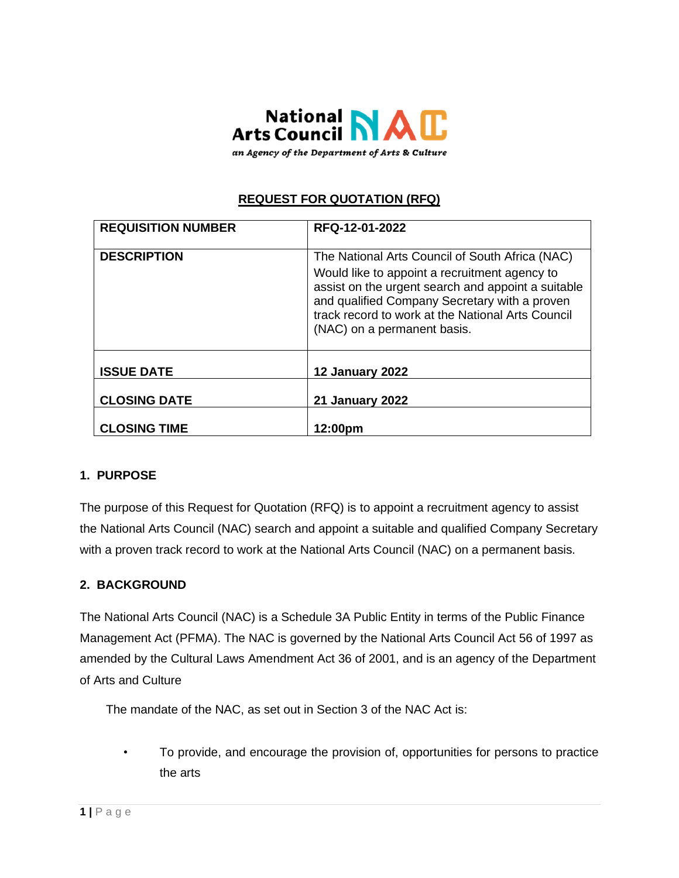National Arts Council NAC

*an Agency of the Department of Arts & Culture*

## REQUEST FOR QUOTATION (RFQ)

| **REQUISITION NUMBER** | **RFQ-12-01-2022** |
|---|---|
| **DESCRIPTION** | The National Arts Council of South Africa (NAC) Would like to appoint a recruitment agency to assist on the urgent search and appoint a suitable and qualified Company Secretary with a proven track record to work at the National Arts Council (NAC) on a permanent basis. |
| **ISSUE DATE** | **12 January 2022** |
| **CLOSING DATE** | **21 January 2022** |
| **CLOSING TIME** | **12:00pm** |

### 1. PURPOSE

The purpose of this Request for Quotation (RFQ) is to appoint a recruitment agency to assist the National Arts Council (NAC) search and appoint a suitable and qualified Company Secretary with a proven track record to work at the National Arts Council (NAC) on a permanent basis.

### 2. BACKGROUND

The National Arts Council (NAC) is a Schedule 3A Public Entity in terms of the Public Finance Management Act (PFMA). The NAC is governed by the National Arts Council Act 56 of 1997 as amended by the Cultural Laws Amendment Act 36 of 2001, and is an agency of the Department of Arts and Culture

The mandate of the NAC, as set out in Section 3 of the NAC Act is:

- To provide, and encourage the provision of, opportunities for persons to practice the arts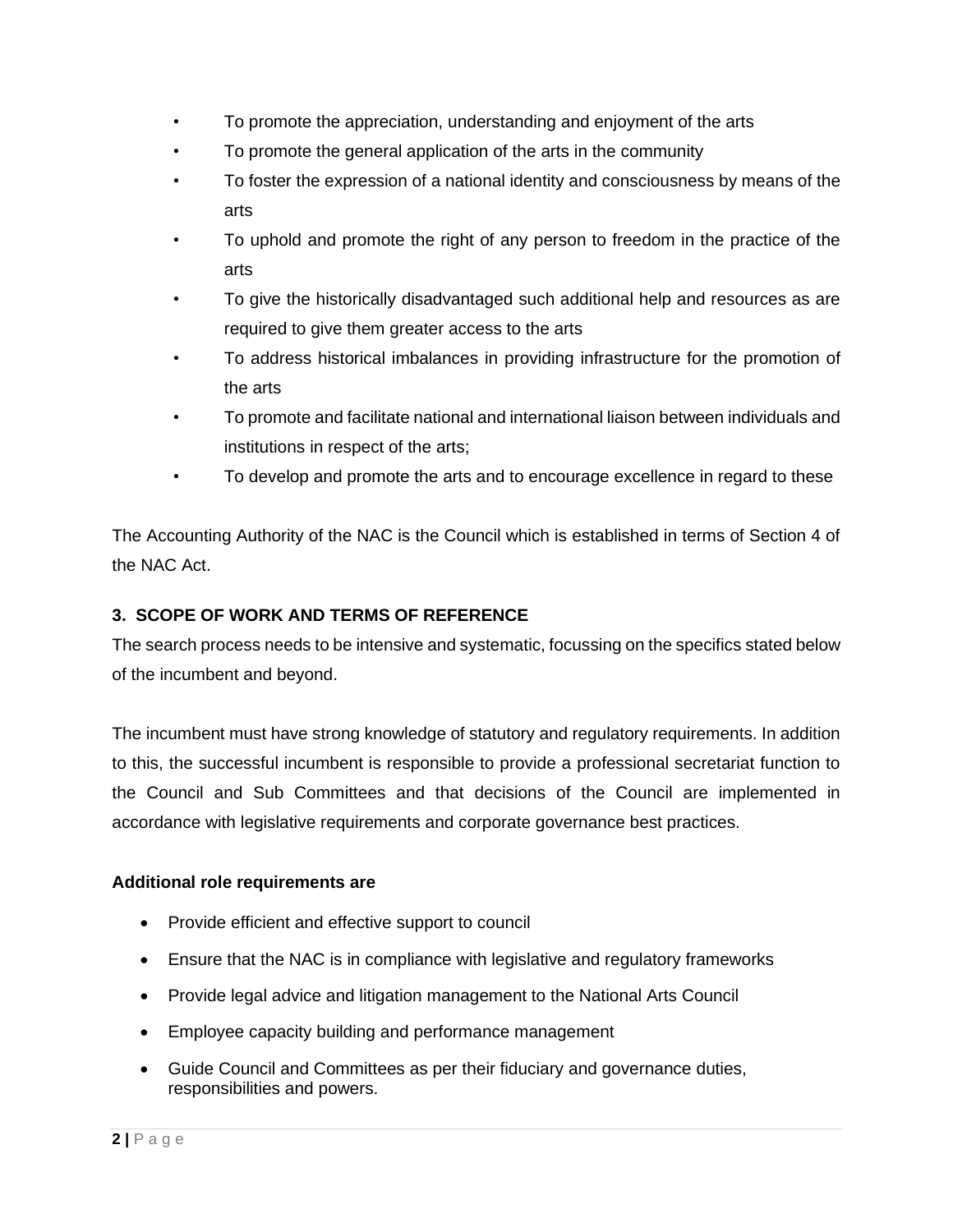- To promote the appreciation, understanding and enjoyment of the arts
- To promote the general application of the arts in the community
- To foster the expression of a national identity and consciousness by means of the arts
- To uphold and promote the right of any person to freedom in the practice of the arts
- To give the historically disadvantaged such additional help and resources as are required to give them greater access to the arts
- To address historical imbalances in providing infrastructure for the promotion of the arts
- To promote and facilitate national and international liaison between individuals and institutions in respect of the arts;
- To develop and promote the arts and to encourage excellence in regard to these

The Accounting Authority of the NAC is the Council which is established in terms of Section 4 of the NAC Act.

## 3. SCOPE OF WORK AND TERMS OF REFERENCE

The search process needs to be intensive and systematic, focussing on the specifics stated below of the incumbent and beyond.

The incumbent must have strong knowledge of statutory and regulatory requirements. In addition to this, the successful incumbent is responsible to provide a professional secretariat function to the Council and Sub Committees and that decisions of the Council are implemented in accordance with legislative requirements and corporate governance best practices.

**Additional role requirements are**

- Provide efficient and effective support to council
- Ensure that the NAC is in compliance with legislative and regulatory frameworks
- Provide legal advice and litigation management to the National Arts Council
- Employee capacity building and performance management
- Guide Council and Committees as per their fiduciary and governance duties, responsibilities and powers.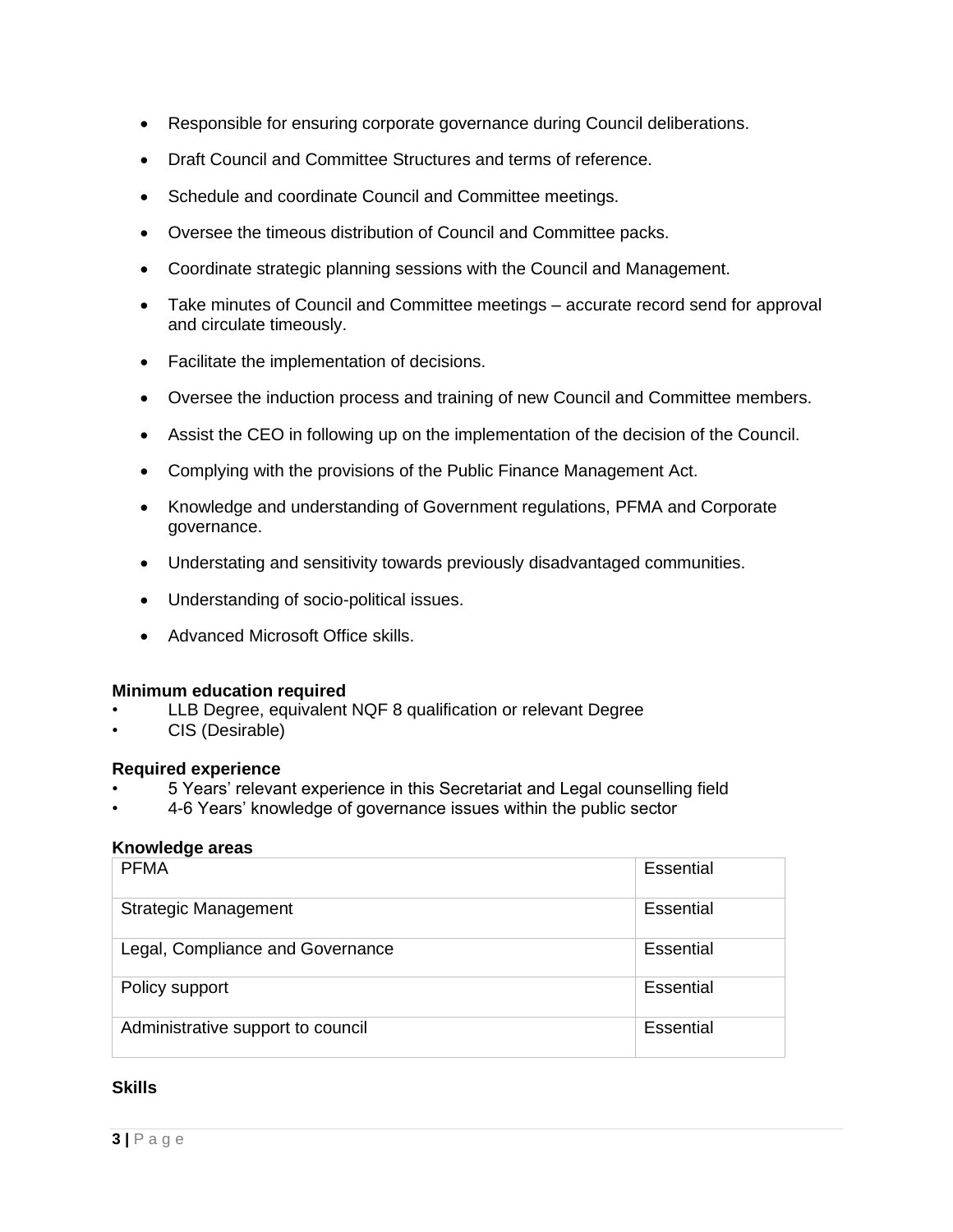- Responsible for ensuring corporate governance during Council deliberations.
- Draft Council and Committee Structures and terms of reference.
- Schedule and coordinate Council and Committee meetings.
- Oversee the timeous distribution of Council and Committee packs.
- Coordinate strategic planning sessions with the Council and Management.
- Take minutes of Council and Committee meetings – accurate record send for approval and circulate timeously.
- Facilitate the implementation of decisions.
- Oversee the induction process and training of new Council and Committee members.
- Assist the CEO in following up on the implementation of the decision of the Council.
- Complying with the provisions of the Public Finance Management Act.
- Knowledge and understanding of Government regulations, PFMA and Corporate governance.
- Understating and sensitivity towards previously disadvantaged communities.
- Understanding of socio-political issues.
- Advanced Microsoft Office skills.

**Minimum education required**

- LLB Degree, equivalent NQF 8 qualification or relevant Degree
- CIS (Desirable)

**Required experience**

- 5 Years' relevant experience in this Secretariat and Legal counselling field
- 4-6 Years' knowledge of governance issues within the public sector

**Knowledge areas**

| | |
|---|---|
| PFMA | Essential |
| Strategic Management | Essential |
| Legal, Compliance and Governance | Essential |
| Policy support | Essential |
| Administrative support to council | Essential |

**Skills**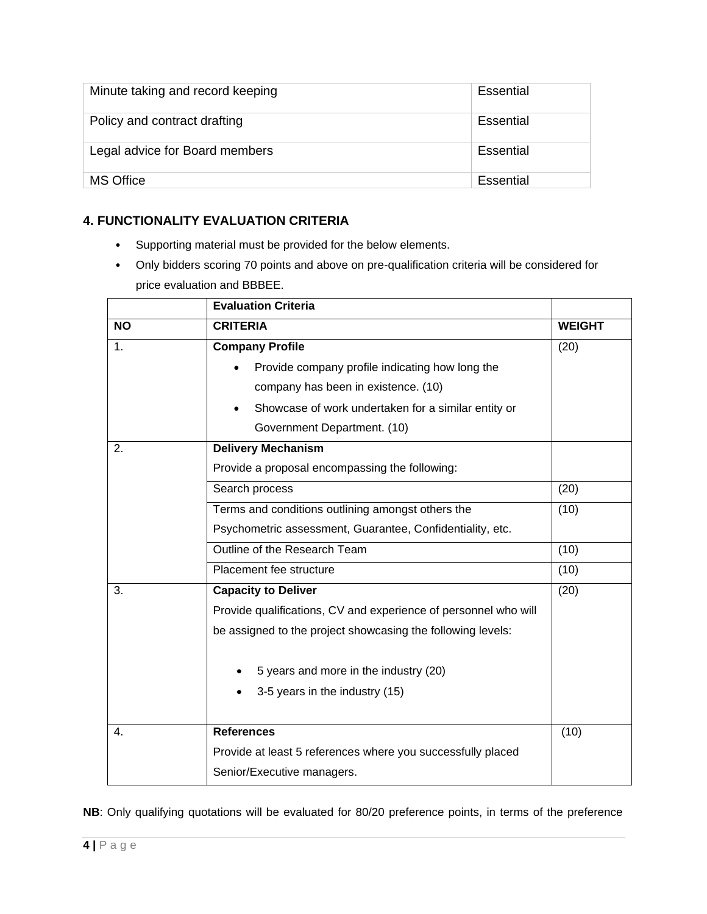| Minute taking and record keeping | Essential |
|---|---|
| Policy and contract drafting | Essential |
| Legal advice for Board members | Essential |
| MS Office | Essential |

## 4. FUNCTIONALITY EVALUATION CRITERIA

- Supporting material must be provided for the below elements.
- Only bidders scoring 70 points and above on pre-qualification criteria will be considered for price evaluation and BBBEE.

| | **Evaluation Criteria** | |
|---|---|---|
| **NO** | **CRITERIA** | **WEIGHT** |
| 1. | **Company Profile**<br>• Provide company profile indicating how long the company has been in existence. (10)<br>• Showcase of work undertaken for a similar entity or Government Department. (10) | (20) |
| 2. | **Delivery Mechanism**<br>Provide a proposal encompassing the following: | |
| | Search process | (20) |
| | Terms and conditions outlining amongst others the Psychometric assessment, Guarantee, Confidentiality, etc. | (10) |
| | Outline of the Research Team | (10) |
| | Placement fee structure | (10) |
| 3. | **Capacity to Deliver**<br>Provide qualifications, CV and experience of personnel who will be assigned to the project showcasing the following levels:<br>• 5 years and more in the industry (20)<br>• 3-5 years in the industry (15) | (20) |
| 4. | **References**<br>Provide at least 5 references where you successfully placed Senior/Executive managers. | (10) |

**NB**: Only qualifying quotations will be evaluated for 80/20 preference points, in terms of the preference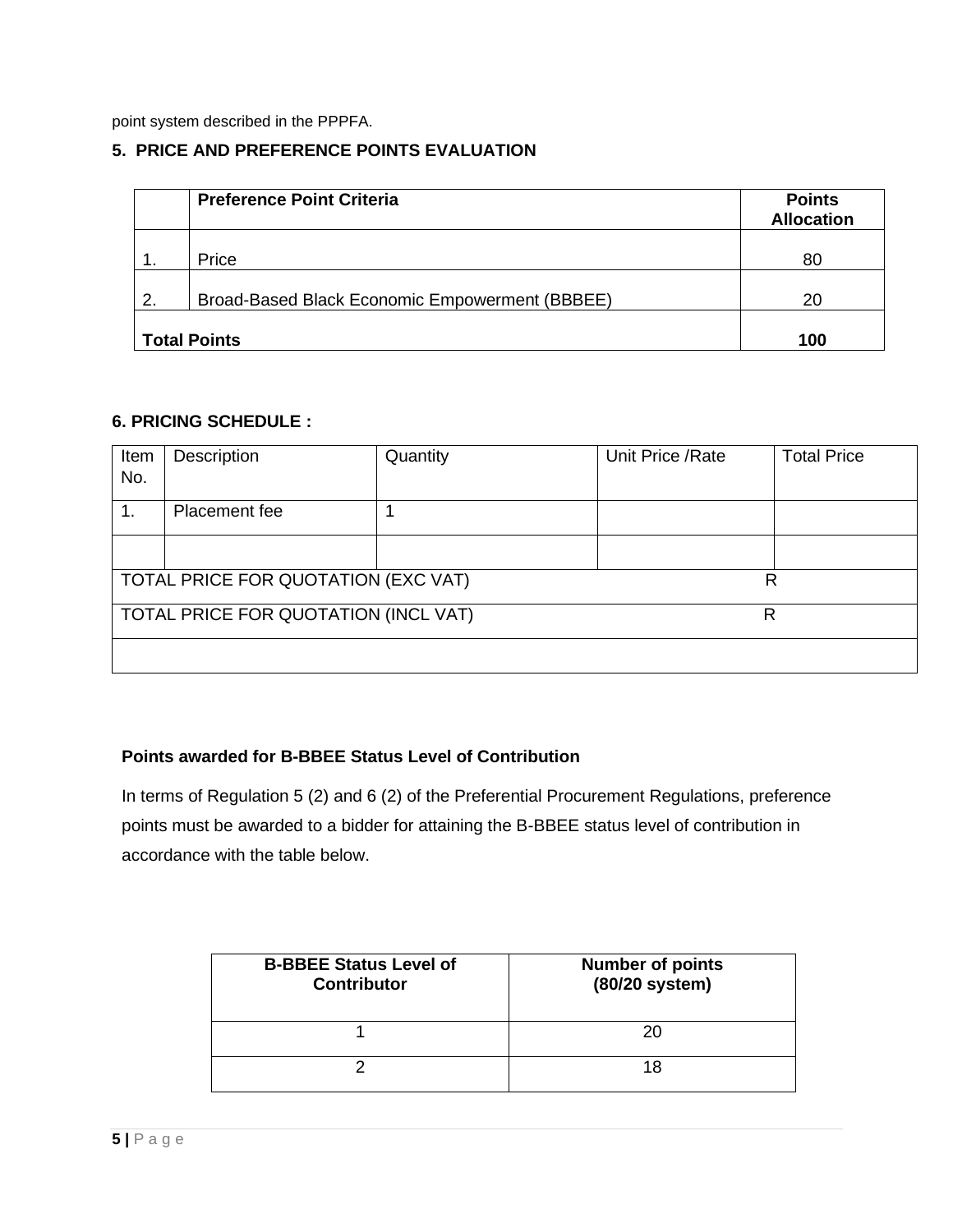point system described in the PPPFA.

## 5. PRICE AND PREFERENCE POINTS EVALUATION

| | Preference Point Criteria | Points Allocation |
|---|---|---|
| 1. | Price | 80 |
| 2. | Broad-Based Black Economic Empowerment (BBBEE) | 20 |
| **Total Points** | | **100** |

## 6. PRICING SCHEDULE :

| Item No. | Description | Quantity | Unit Price /Rate | Total Price |
|---|---|---|---|---|
| 1. | Placement fee | 1 | | |
| | | | | |
| TOTAL PRICE FOR QUOTATION (EXC VAT) | | | R | |
| TOTAL PRICE FOR QUOTATION (INCL VAT) | | | R | |
| | | | | |

**Points awarded for B-BBEE Status Level of Contribution**

In terms of Regulation 5 (2) and 6 (2) of the Preferential Procurement Regulations, preference points must be awarded to a bidder for attaining the B-BBEE status level of contribution in accordance with the table below.

| B-BBEE Status Level of Contributor | Number of points (80/20 system) |
|---|---|
| 1 | 20 |
| 2 | 18 |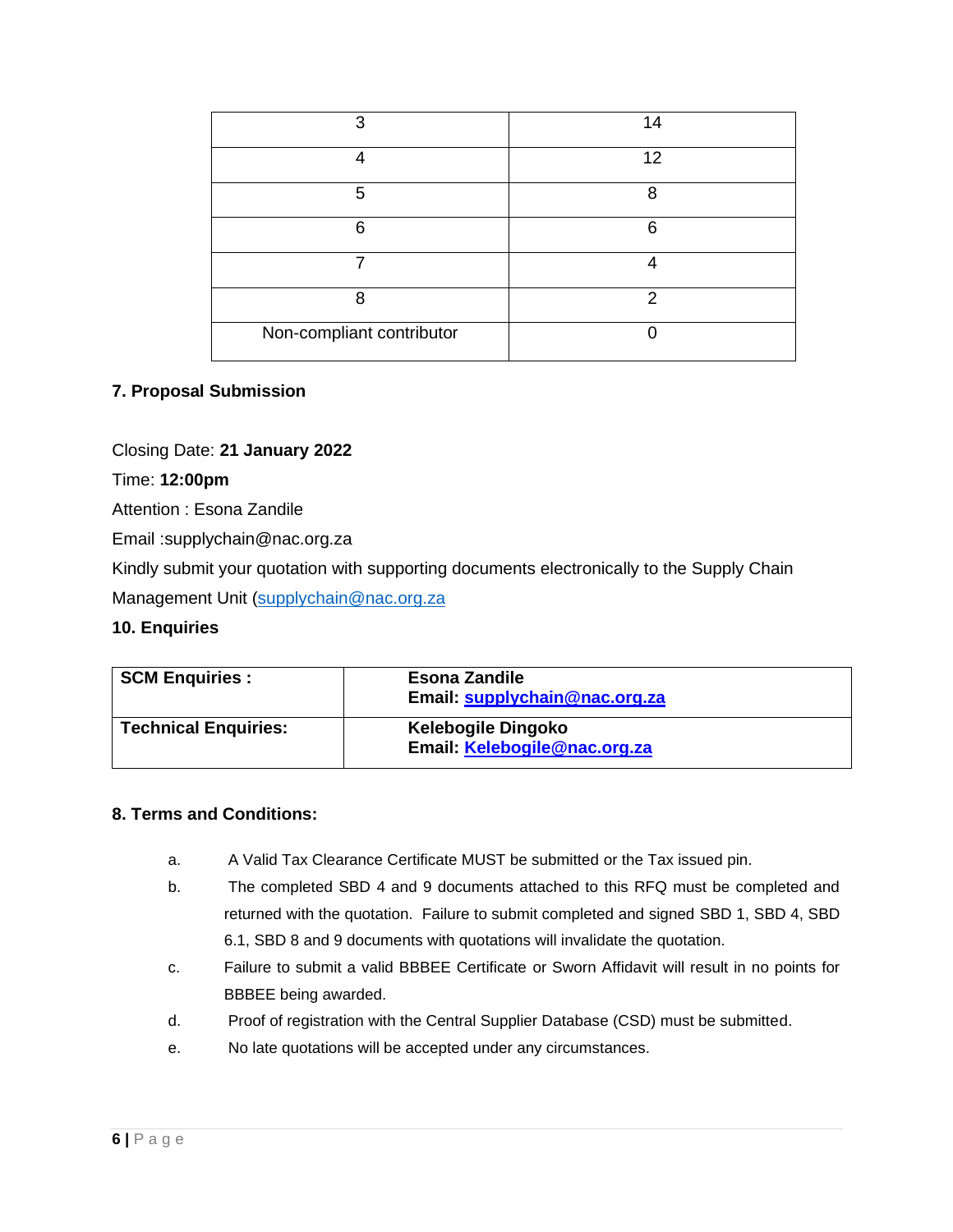| 3 | 14 |
|---|---|
| 4 | 12 |
| 5 | 8 |
| 6 | 6 |
| 7 | 4 |
| 8 | 2 |
| Non-compliant contributor | 0 |

**7. Proposal Submission**

Closing Date: **21 January 2022**

Time: **12:00pm**

Attention : Esona Zandile

Email :supplychain@nac.org.za

Kindly submit your quotation with supporting documents electronically to the Supply Chain Management Unit (supplychain@nac.org.za

**10. Enquiries**

| **SCM Enquiries :** | **Esona Zandile**<br>**Email: supplychain@nac.org.za** |
|---|---|
| **Technical Enquiries:** | **Kelebogile Dingoko**<br>**Email: Kelebogile@nac.org.za** |

**8. Terms and Conditions:**

a. A Valid Tax Clearance Certificate MUST be submitted or the Tax issued pin.

b. The completed SBD 4 and 9 documents attached to this RFQ must be completed and returned with the quotation. Failure to submit completed and signed SBD 1, SBD 4, SBD 6.1, SBD 8 and 9 documents with quotations will invalidate the quotation.

c. Failure to submit a valid BBBEE Certificate or Sworn Affidavit will result in no points for BBBEE being awarded.

d. Proof of registration with the Central Supplier Database (CSD) must be submitted.

e. No late quotations will be accepted under any circumstances.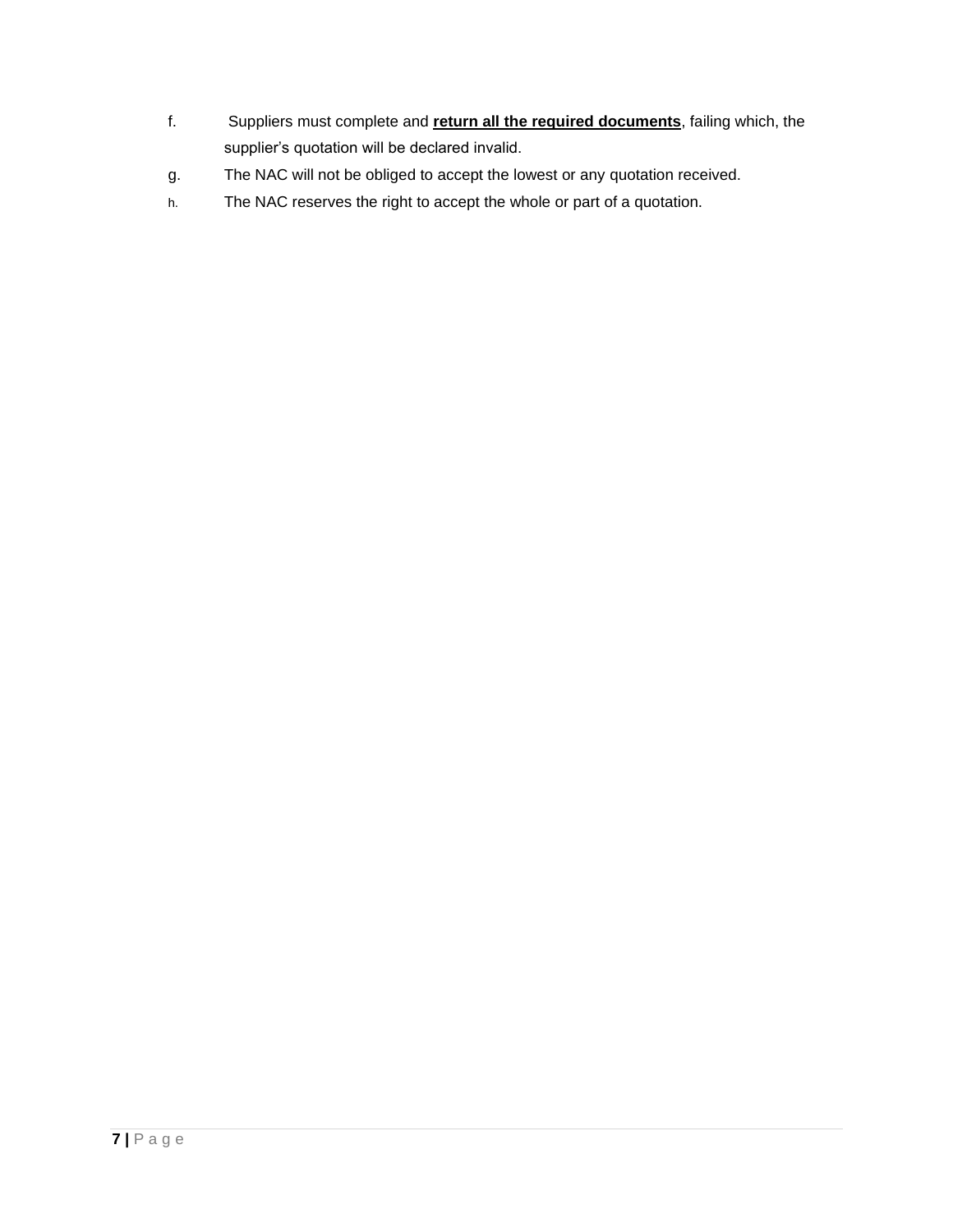f. Suppliers must complete and **<u>return all the required documents</u>**, failing which, the supplier's quotation will be declared invalid.

g. The NAC will not be obliged to accept the lowest or any quotation received.

h. The NAC reserves the right to accept the whole or part of a quotation.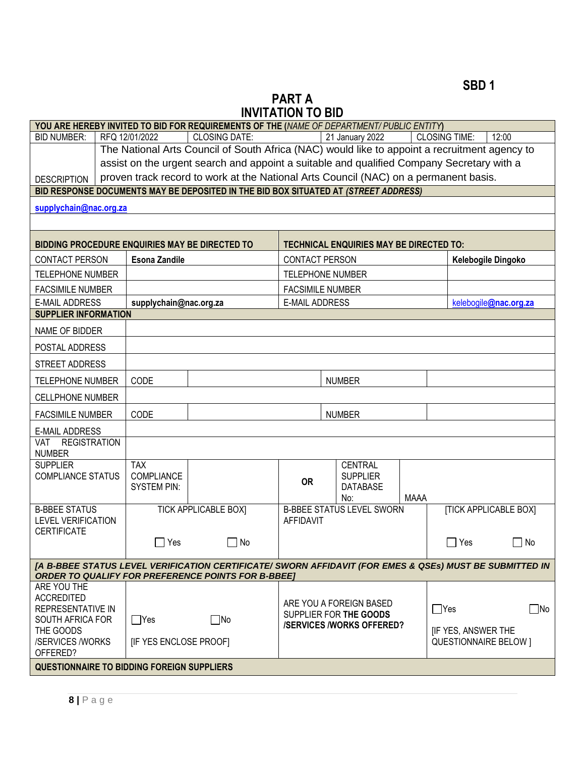**SBD 1**

# PART A
# INVITATION TO BID

| YOU ARE HEREBY INVITED TO BID FOR REQUIREMENTS OF THE (*NAME OF DEPARTMENT/ PUBLIC ENTITY*) | | | | | |
|---|---|---|---|---|---|
| BID NUMBER: | RFQ 12/01/2022 | CLOSING DATE: | 21 January 2022 | CLOSING TIME: | 12:00 |
| DESCRIPTION | The National Arts Council of South Africa (NAC) would like to appoint a recruitment agency to assist on the urgent search and appoint a suitable and qualified Company Secretary with a proven track record to work at the National Arts Council (NAC) on a permanent basis. | | | | |

**BID RESPONSE DOCUMENTS MAY BE DEPOSITED IN THE BID BOX SITUATED AT (*STREET ADDRESS*)**

**supplychain@nac.org.za**

| BIDDING PROCEDURE ENQUIRIES MAY BE DIRECTED TO | | TECHNICAL ENQUIRIES MAY BE DIRECTED TO: | |
|---|---|---|---|
| CONTACT PERSON | **Esona Zandile** | CONTACT PERSON | **Kelebogile Dingoko** |
| TELEPHONE NUMBER | | TELEPHONE NUMBER | |
| FACSIMILE NUMBER | | FACSIMILE NUMBER | |
| E-MAIL ADDRESS | **supplychain@nac.org.za** | E-MAIL ADDRESS | kelebogile**@nac.org.za** |

| SUPPLIER INFORMATION | | | | | |
|---|---|---|---|---|---|
| NAME OF BIDDER | | | | | |
| POSTAL ADDRESS | | | | | |
| STREET ADDRESS | | | | | |
| TELEPHONE NUMBER | CODE | | NUMBER | | |
| CELLPHONE NUMBER | | | | | |
| FACSIMILE NUMBER | CODE | | NUMBER | | |
| E-MAIL ADDRESS | | | | | |
| VAT REGISTRATION NUMBER | | | | | |
| SUPPLIER COMPLIANCE STATUS | TAX COMPLIANCE SYSTEM PIN: | | **OR** | CENTRAL SUPPLIER DATABASE No: | MAAA |
| B-BBEE STATUS LEVEL VERIFICATION CERTIFICATE | TICK APPLICABLE BOX] ☐ Yes ☐ No | | B-BBEE STATUS LEVEL SWORN AFFIDAVIT | | [TICK APPLICABLE BOX] ☐ Yes ☐ No |

***[A B-BBEE STATUS LEVEL VERIFICATION CERTIFICATE/ SWORN AFFIDAVIT (FOR EMES & QSEs) MUST BE SUBMITTED IN ORDER TO QUALIFY FOR PREFERENCE POINTS FOR B-BBEE]***

| ARE YOU THE ACCREDITED REPRESENTATIVE IN SOUTH AFRICA FOR THE GOODS /SERVICES /WORKS OFFERED? | ☐Yes ☐No [IF YES ENCLOSE PROOF] | ARE YOU A FOREIGN BASED SUPPLIER FOR **THE GOODS /SERVICES /WORKS OFFERED?** | ☐Yes ☐No [IF YES, ANSWER THE QUESTIONNAIRE BELOW ] |
|---|---|---|---|

**QUESTIONNAIRE TO BIDDING FOREIGN SUPPLIERS**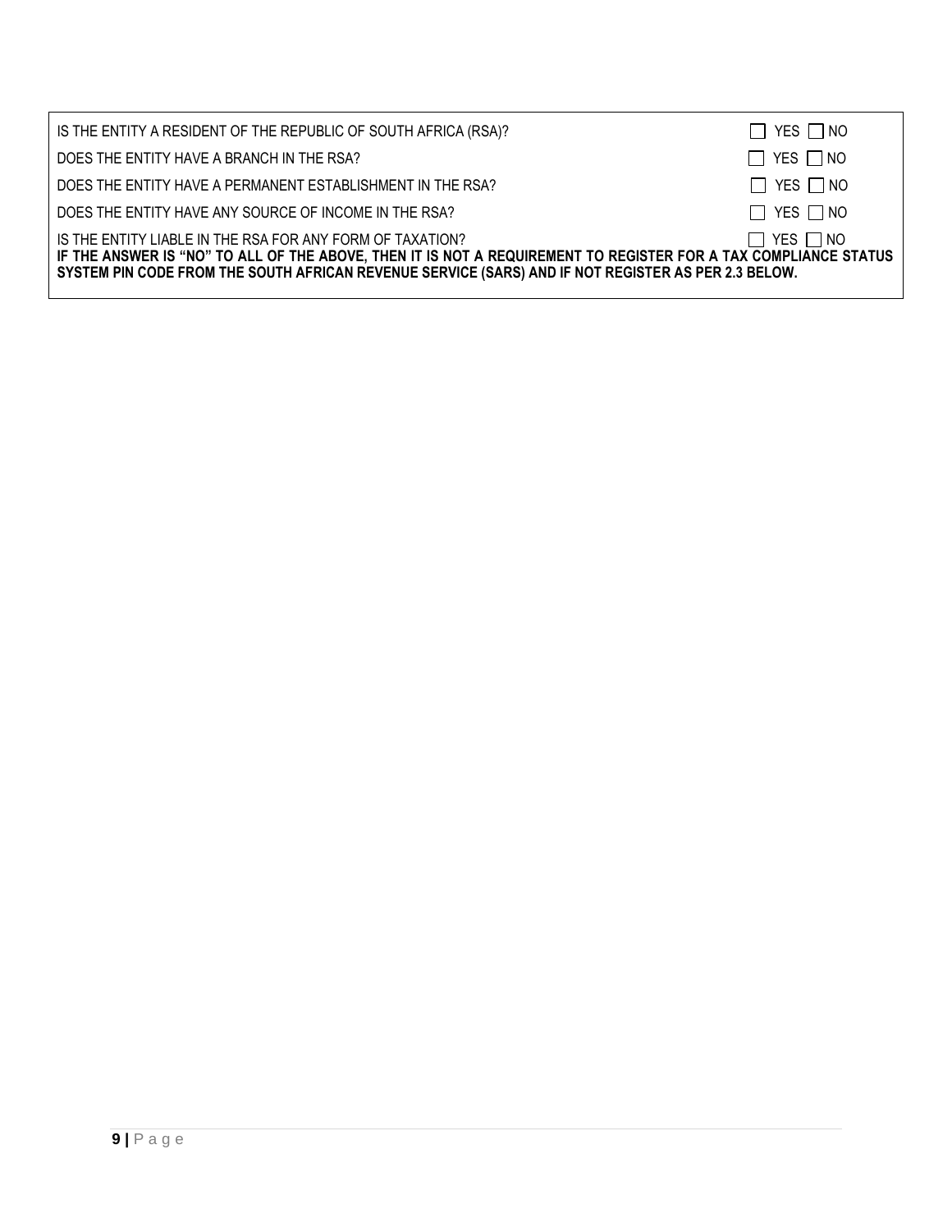| | |
|---|---|
| IS THE ENTITY A RESIDENT OF THE REPUBLIC OF SOUTH AFRICA (RSA)? | ☐ YES ☐ NO |
| DOES THE ENTITY HAVE A BRANCH IN THE RSA? | ☐ YES ☐ NO |
| DOES THE ENTITY HAVE A PERMANENT ESTABLISHMENT IN THE RSA? | ☐ YES ☐ NO |
| DOES THE ENTITY HAVE ANY SOURCE OF INCOME IN THE RSA? | ☐ YES ☐ NO |
| IS THE ENTITY LIABLE IN THE RSA FOR ANY FORM OF TAXATION? | ☐ YES ☐ NO |

**IF THE ANSWER IS "NO" TO ALL OF THE ABOVE, THEN IT IS NOT A REQUIREMENT TO REGISTER FOR A TAX COMPLIANCE STATUS SYSTEM PIN CODE FROM THE SOUTH AFRICAN REVENUE SERVICE (SARS) AND IF NOT REGISTER AS PER 2.3 BELOW.**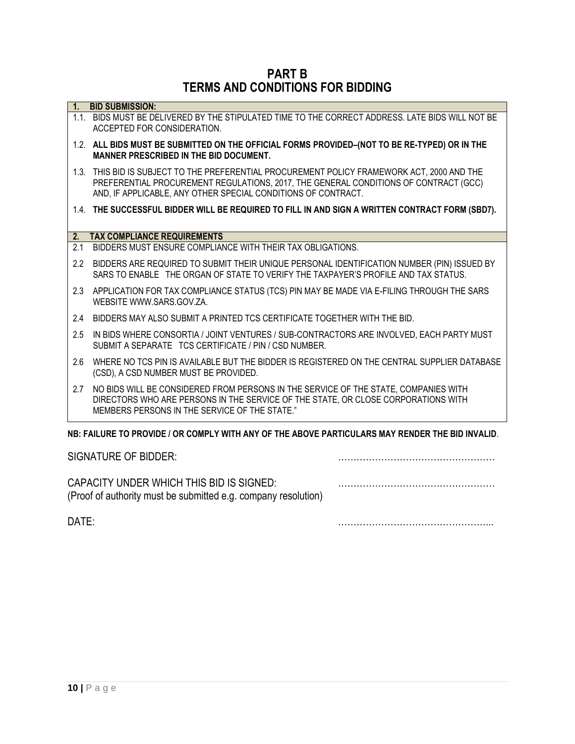# PART B
# TERMS AND CONDITIONS FOR BIDDING

**1. BID SUBMISSION:**

1.1. BIDS MUST BE DELIVERED BY THE STIPULATED TIME TO THE CORRECT ADDRESS. LATE BIDS WILL NOT BE ACCEPTED FOR CONSIDERATION.

1.2. **ALL BIDS MUST BE SUBMITTED ON THE OFFICIAL FORMS PROVIDED–(NOT TO BE RE-TYPED) OR IN THE MANNER PRESCRIBED IN THE BID DOCUMENT.**

1.3. THIS BID IS SUBJECT TO THE PREFERENTIAL PROCUREMENT POLICY FRAMEWORK ACT, 2000 AND THE PREFERENTIAL PROCUREMENT REGULATIONS, 2017, THE GENERAL CONDITIONS OF CONTRACT (GCC) AND, IF APPLICABLE, ANY OTHER SPECIAL CONDITIONS OF CONTRACT.

1.4. **THE SUCCESSFUL BIDDER WILL BE REQUIRED TO FILL IN AND SIGN A WRITTEN CONTRACT FORM (SBD7).**

**2. TAX COMPLIANCE REQUIREMENTS**

2.1 BIDDERS MUST ENSURE COMPLIANCE WITH THEIR TAX OBLIGATIONS.

2.2 BIDDERS ARE REQUIRED TO SUBMIT THEIR UNIQUE PERSONAL IDENTIFICATION NUMBER (PIN) ISSUED BY SARS TO ENABLE THE ORGAN OF STATE TO VERIFY THE TAXPAYER'S PROFILE AND TAX STATUS.

2.3 APPLICATION FOR TAX COMPLIANCE STATUS (TCS) PIN MAY BE MADE VIA E-FILING THROUGH THE SARS WEBSITE WWW.SARS.GOV.ZA.

2.4 BIDDERS MAY ALSO SUBMIT A PRINTED TCS CERTIFICATE TOGETHER WITH THE BID.

2.5 IN BIDS WHERE CONSORTIA / JOINT VENTURES / SUB-CONTRACTORS ARE INVOLVED, EACH PARTY MUST SUBMIT A SEPARATE TCS CERTIFICATE / PIN / CSD NUMBER.

2.6 WHERE NO TCS PIN IS AVAILABLE BUT THE BIDDER IS REGISTERED ON THE CENTRAL SUPPLIER DATABASE (CSD), A CSD NUMBER MUST BE PROVIDED.

2.7 NO BIDS WILL BE CONSIDERED FROM PERSONS IN THE SERVICE OF THE STATE, COMPANIES WITH DIRECTORS WHO ARE PERSONS IN THE SERVICE OF THE STATE, OR CLOSE CORPORATIONS WITH MEMBERS PERSONS IN THE SERVICE OF THE STATE."

**NB: FAILURE TO PROVIDE / OR COMPLY WITH ANY OF THE ABOVE PARTICULARS MAY RENDER THE BID INVALID**.

SIGNATURE OF BIDDER: ……………………………………………

CAPACITY UNDER WHICH THIS BID IS SIGNED: ……………………………………………
(Proof of authority must be submitted e.g. company resolution)

DATE: …………………………………………..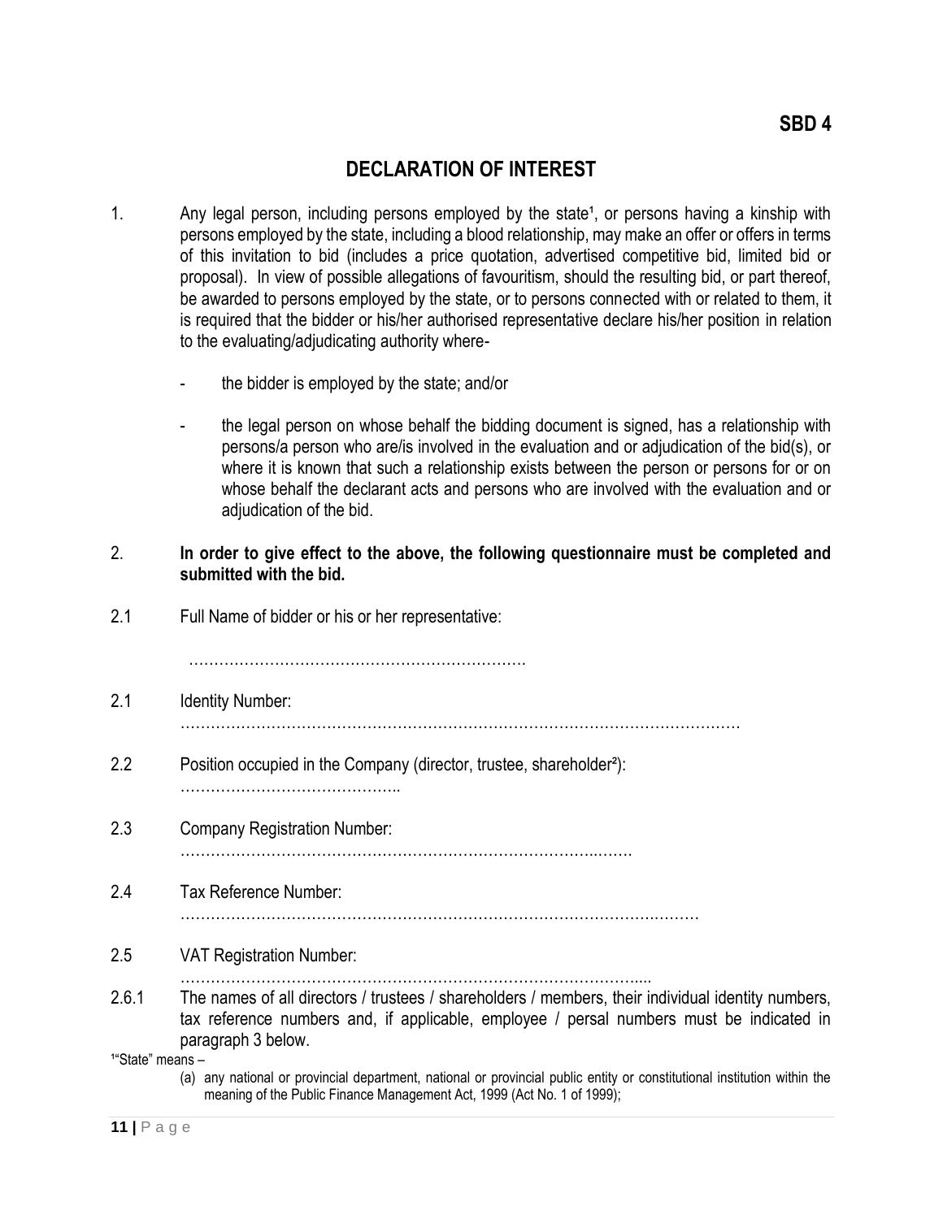**SBD 4**

# DECLARATION OF INTEREST

1. Any legal person, including persons employed by the state[1], or persons having a kinship with persons employed by the state, including a blood relationship, may make an offer or offers in terms of this invitation to bid (includes a price quotation, advertised competitive bid, limited bid or proposal). In view of possible allegations of favouritism, should the resulting bid, or part thereof, be awarded to persons employed by the state, or to persons connected with or related to them, it is required that the bidder or his/her authorised representative declare his/her position in relation to the evaluating/adjudicating authority where-

   - the bidder is employed by the state; and/or

   - the legal person on whose behalf the bidding document is signed, has a relationship with persons/a person who are/is involved in the evaluation and or adjudication of the bid(s), or where it is known that such a relationship exists between the person or persons for or on whose behalf the declarant acts and persons who are involved with the evaluation and or adjudication of the bid.

2. **In order to give effect to the above, the following questionnaire must be completed and submitted with the bid.**

2.1 Full Name of bidder or his or her representative:

…………………………………………………………

2.1 Identity Number:
…………………………………………………………………………………………………

2.2 Position occupied in the Company (director, trustee, shareholder[2]):
……………………………………..

2.3 Company Registration Number:
……………………………………………………………………………..…….

2.4 Tax Reference Number:
…………………………………………………………………………………….…….

2.5 VAT Registration Number:
…………………………………………………………………………….....

2.6.1 The names of all directors / trustees / shareholders / members, their individual identity numbers, tax reference numbers and, if applicable, employee / persal numbers must be indicated in paragraph 3 below.

[1]"State" means –

(a) any national or provincial department, national or provincial public entity or constitutional institution within the meaning of the Public Finance Management Act, 1999 (Act No. 1 of 1999);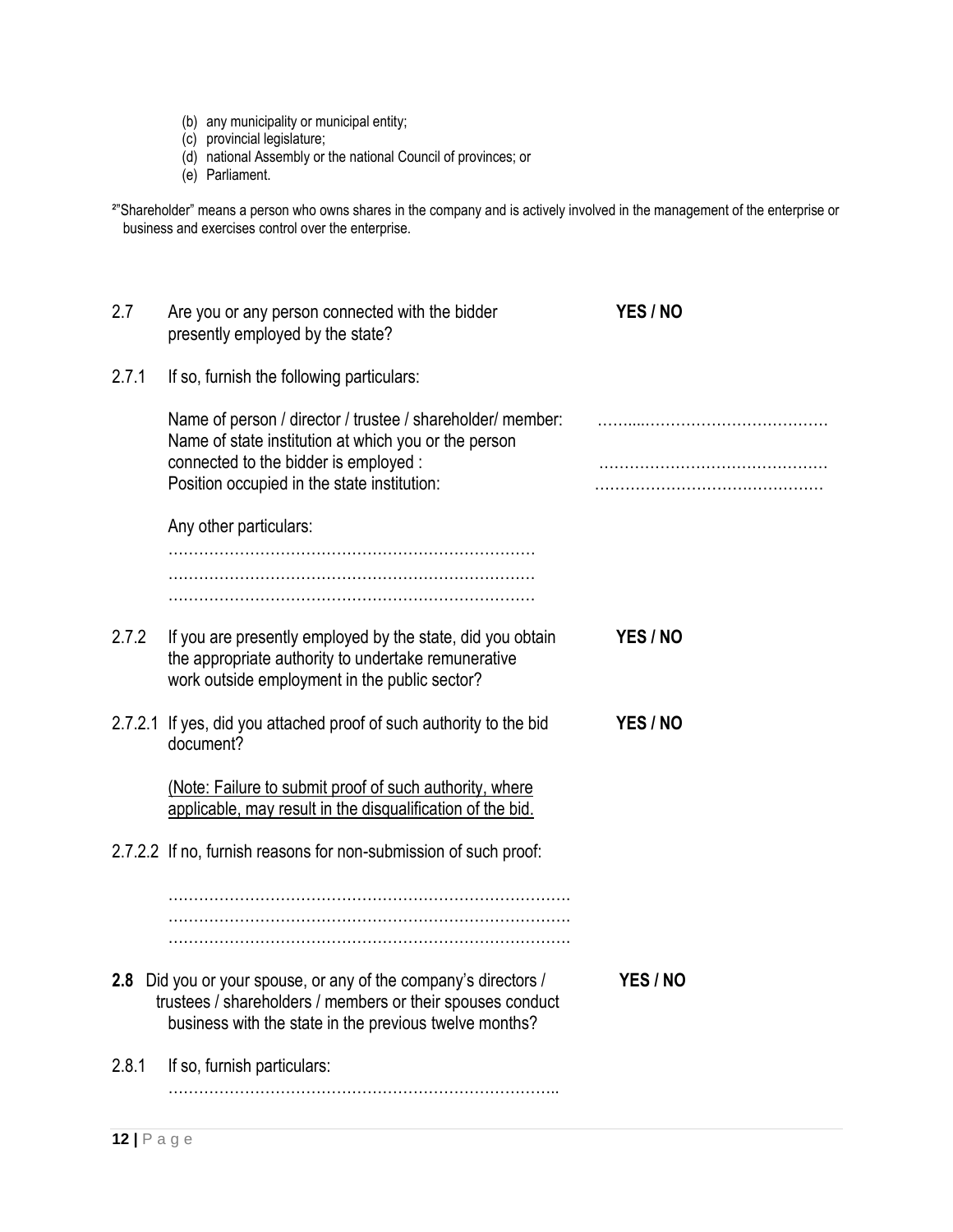(b) any municipality or municipal entity;
(c) provincial legislature;
(d) national Assembly or the national Council of provinces; or
(e) Parliament.

[2]"Shareholder" means a person who owns shares in the company and is actively involved in the management of the enterprise or business and exercises control over the enterprise.

2.7 Are you or any person connected with the bidder presently employed by the state? **YES / NO**

2.7.1 If so, furnish the following particulars:

Name of person / director / trustee / shareholder/ member: ……...……………………………
Name of state institution at which you or the person connected to the bidder is employed : ………………………………………
Position occupied in the state institution: ………………………………………

Any other particulars:
………………………………………………………………
………………………………………………………………
………………………………………………………………

2.7.2 If you are presently employed by the state, did you obtain the appropriate authority to undertake remunerative work outside employment in the public sector? **YES / NO**

2.7.2.1 If yes, did you attached proof of such authority to the bid document? **YES / NO**

(Note: Failure to submit proof of such authority, where applicable, may result in the disqualification of the bid.

2.7.2.2 If no, furnish reasons for non-submission of such proof:

…………………………………………………………………….
…………………………………………………………………….
…………………………………………………………………….

**2.8** Did you or your spouse, or any of the company's directors / trustees / shareholders / members or their spouses conduct business with the state in the previous twelve months? **YES / NO**

2.8.1 If so, furnish particulars:
…………………………………………………………………..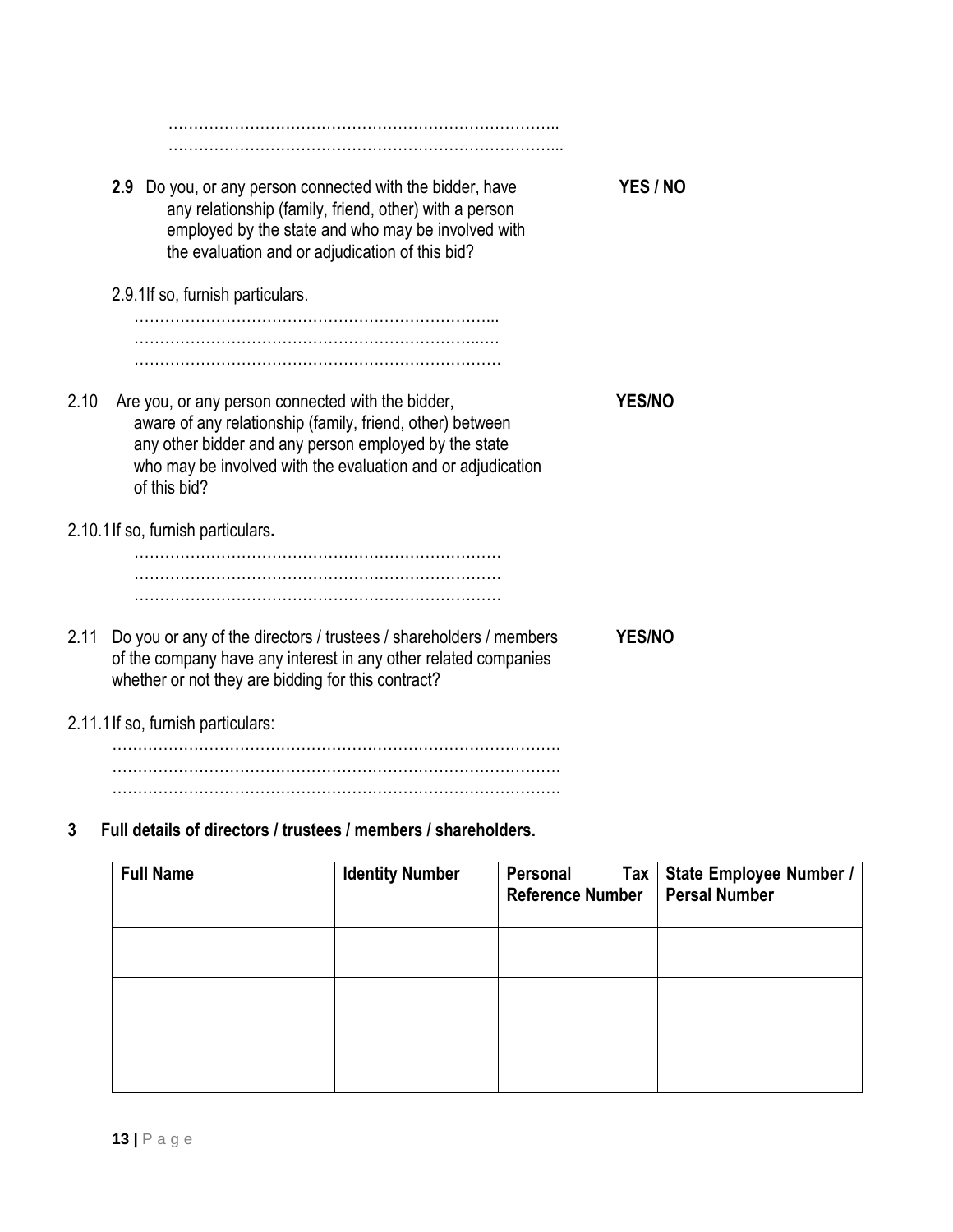……………………………………………………………………..
……………………………………………………………………...

**2.9** Do you, or any person connected with the bidder, have any relationship (family, friend, other) with a person employed by the state and who may be involved with the evaluation and or adjudication of this bid? **YES / NO**

2.9.1 If so, furnish particulars.

……………………………………………………………...
…………………………………………………………..….
…………………………………………………………………

2.10 Are you, or any person connected with the bidder, aware of any relationship (family, friend, other) between any other bidder and any person employed by the state who may be involved with the evaluation and or adjudication of this bid? **YES/NO**

2.10.1 If so, furnish particulars**.**

………………………………………………………………
………………………………………………………………
………………………………………………………………

2.11 Do you or any of the directors / trustees / shareholders / members of the company have any interest in any other related companies whether or not they are bidding for this contract? **YES/NO**

2.11.1 If so, furnish particulars:

…………………………………………………………………………….
…………………………………………………………………………….
…………………………………………………………………………….

**3 Full details of directors / trustees / members / shareholders.**

| **Full Name** | **Identity Number** | **Personal Tax Reference Number** | **State Employee Number / Persal Number** |
|---|---|---|---|
| | | | |
| | | | |
| | | | |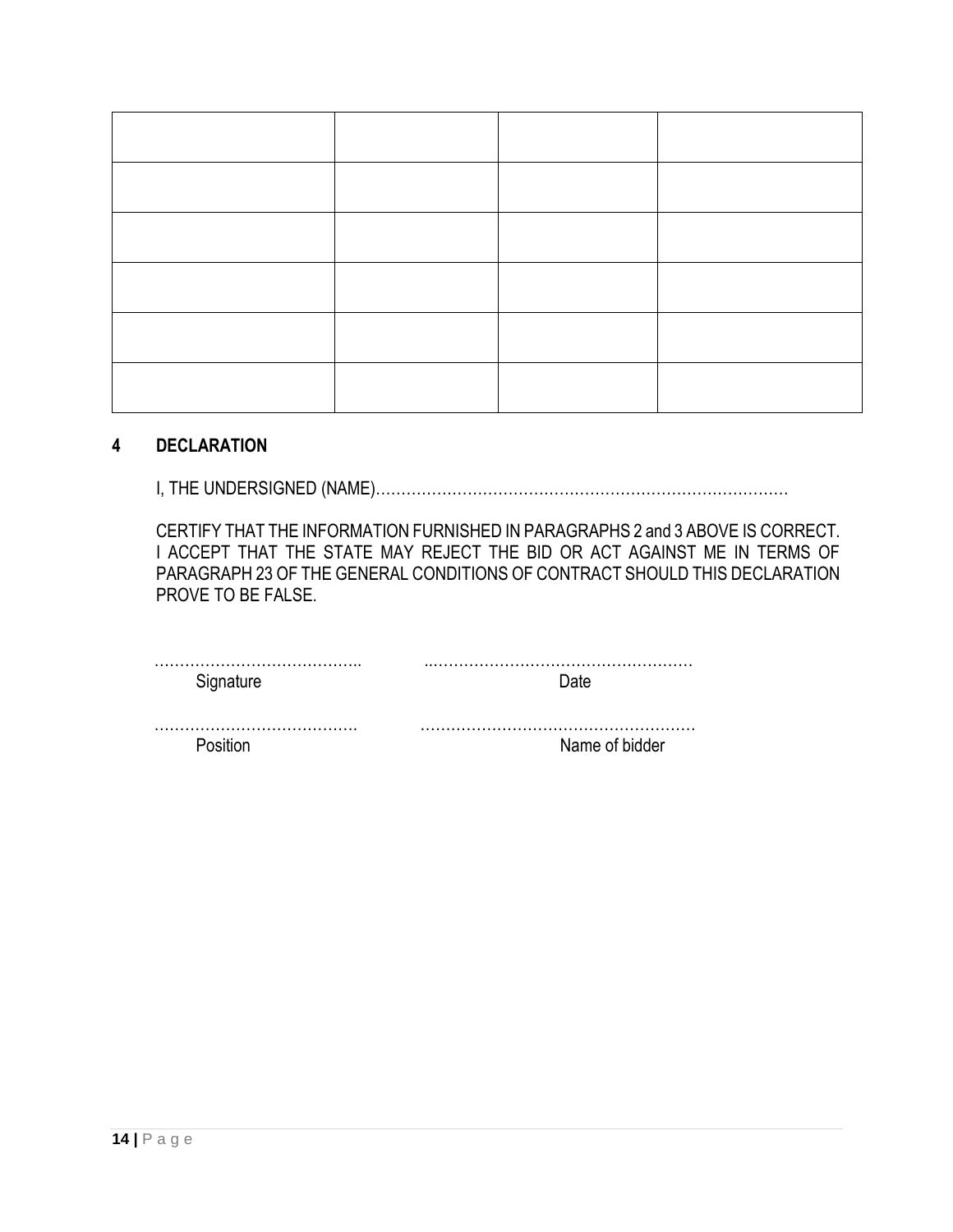| | | | |
|---|---|---|---|
| | | | |
| | | | |
| | | | |
| | | | |
| | | | |
| | | | |

## 4 DECLARATION

I, THE UNDERSIGNED (NAME)……………………………………………………………………

CERTIFY THAT THE INFORMATION FURNISHED IN PARAGRAPHS 2 and 3 ABOVE IS CORRECT. I ACCEPT THAT THE STATE MAY REJECT THE BID OR ACT AGAINST ME IN TERMS OF PARAGRAPH 23 OF THE GENERAL CONDITIONS OF CONTRACT SHOULD THIS DECLARATION PROVE TO BE FALSE.

………………………………….. ………………………………………………

Signature Date

…………………………………. ………………………………………………

Position Name of bidder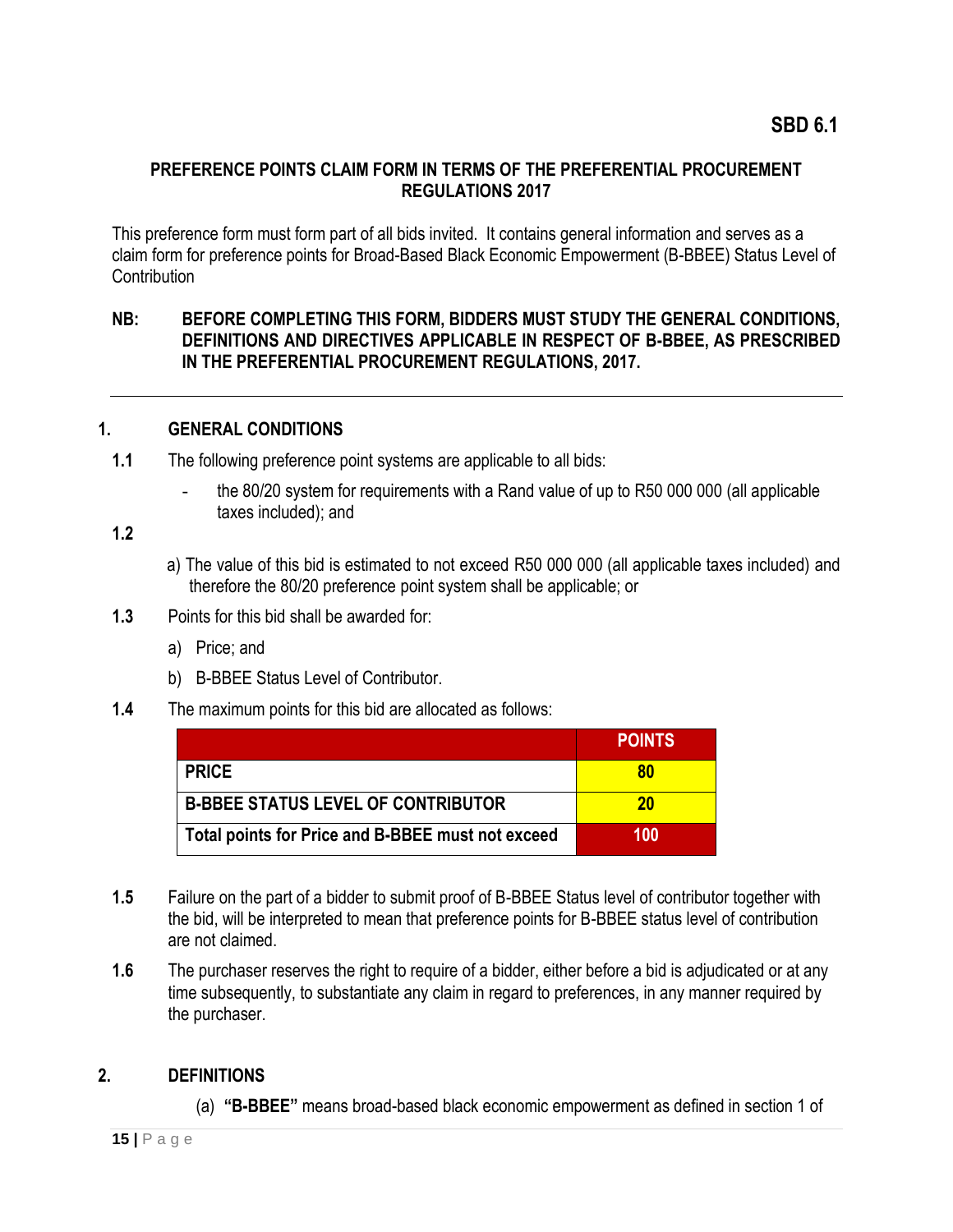**SBD 6.1**

**PREFERENCE POINTS CLAIM FORM IN TERMS OF THE PREFERENTIAL PROCUREMENT REGULATIONS 2017**

This preference form must form part of all bids invited. It contains general information and serves as a claim form for preference points for Broad-Based Black Economic Empowerment (B-BBEE) Status Level of Contribution

**NB: BEFORE COMPLETING THIS FORM, BIDDERS MUST STUDY THE GENERAL CONDITIONS, DEFINITIONS AND DIRECTIVES APPLICABLE IN RESPECT OF B-BBEE, AS PRESCRIBED IN THE PREFERENTIAL PROCUREMENT REGULATIONS, 2017.**

---

## 1. GENERAL CONDITIONS

**1.1** The following preference point systems are applicable to all bids:

- the 80/20 system for requirements with a Rand value of up to R50 000 000 (all applicable taxes included); and

**1.2**

a) The value of this bid is estimated to not exceed R50 000 000 (all applicable taxes included) and therefore the 80/20 preference point system shall be applicable; or

**1.3** Points for this bid shall be awarded for:

a) Price; and

b) B-BBEE Status Level of Contributor.

**1.4** The maximum points for this bid are allocated as follows:

| | **POINTS** |
|---|---|
| **PRICE** | **80** |
| **B-BBEE STATUS LEVEL OF CONTRIBUTOR** | **20** |
| **Total points for Price and B-BBEE must not exceed** | **100** |

**1.5** Failure on the part of a bidder to submit proof of B-BBEE Status level of contributor together with the bid, will be interpreted to mean that preference points for B-BBEE status level of contribution are not claimed.

**1.6** The purchaser reserves the right to require of a bidder, either before a bid is adjudicated or at any time subsequently, to substantiate any claim in regard to preferences, in any manner required by the purchaser.

## 2. DEFINITIONS

(a) **"B-BBEE"** means broad-based black economic empowerment as defined in section 1 of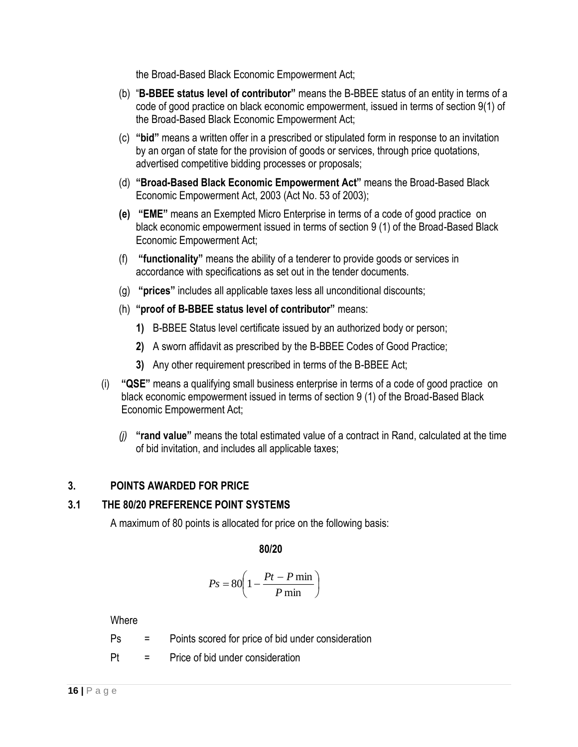the Broad-Based Black Economic Empowerment Act;

(b) "**B-BBEE status level of contributor**" means the B-BBEE status of an entity in terms of a code of good practice on black economic empowerment, issued in terms of section 9(1) of the Broad-Based Black Economic Empowerment Act;

(c) **"bid"** means a written offer in a prescribed or stipulated form in response to an invitation by an organ of state for the provision of goods or services, through price quotations, advertised competitive bidding processes or proposals;

(d) **"Broad-Based Black Economic Empowerment Act"** means the Broad-Based Black Economic Empowerment Act, 2003 (Act No. 53 of 2003);

**(e)** **"EME"** means an Exempted Micro Enterprise in terms of a code of good practice on black economic empowerment issued in terms of section 9 (1) of the Broad-Based Black Economic Empowerment Act;

(f) **"functionality"** means the ability of a tenderer to provide goods or services in accordance with specifications as set out in the tender documents.

(g) **"prices"** includes all applicable taxes less all unconditional discounts;

(h) **"proof of B-BBEE status level of contributor"** means:

**1)** B-BBEE Status level certificate issued by an authorized body or person;

**2)** A sworn affidavit as prescribed by the B-BBEE Codes of Good Practice;

**3)** Any other requirement prescribed in terms of the B-BBEE Act;

(i) **"QSE"** means a qualifying small business enterprise in terms of a code of good practice on black economic empowerment issued in terms of section 9 (1) of the Broad-Based Black Economic Empowerment Act;

*(j)* **"rand value"** means the total estimated value of a contract in Rand, calculated at the time of bid invitation, and includes all applicable taxes;

## 3. POINTS AWARDED FOR PRICE

### 3.1 THE 80/20 PREFERENCE POINT SYSTEMS

A maximum of 80 points is allocated for price on the following basis:

**80/20**

$$Ps = 80\left(1 - \frac{Pt - P\min}{P\min}\right)$$

Where

Ps = Points scored for price of bid under consideration

Pt = Price of bid under consideration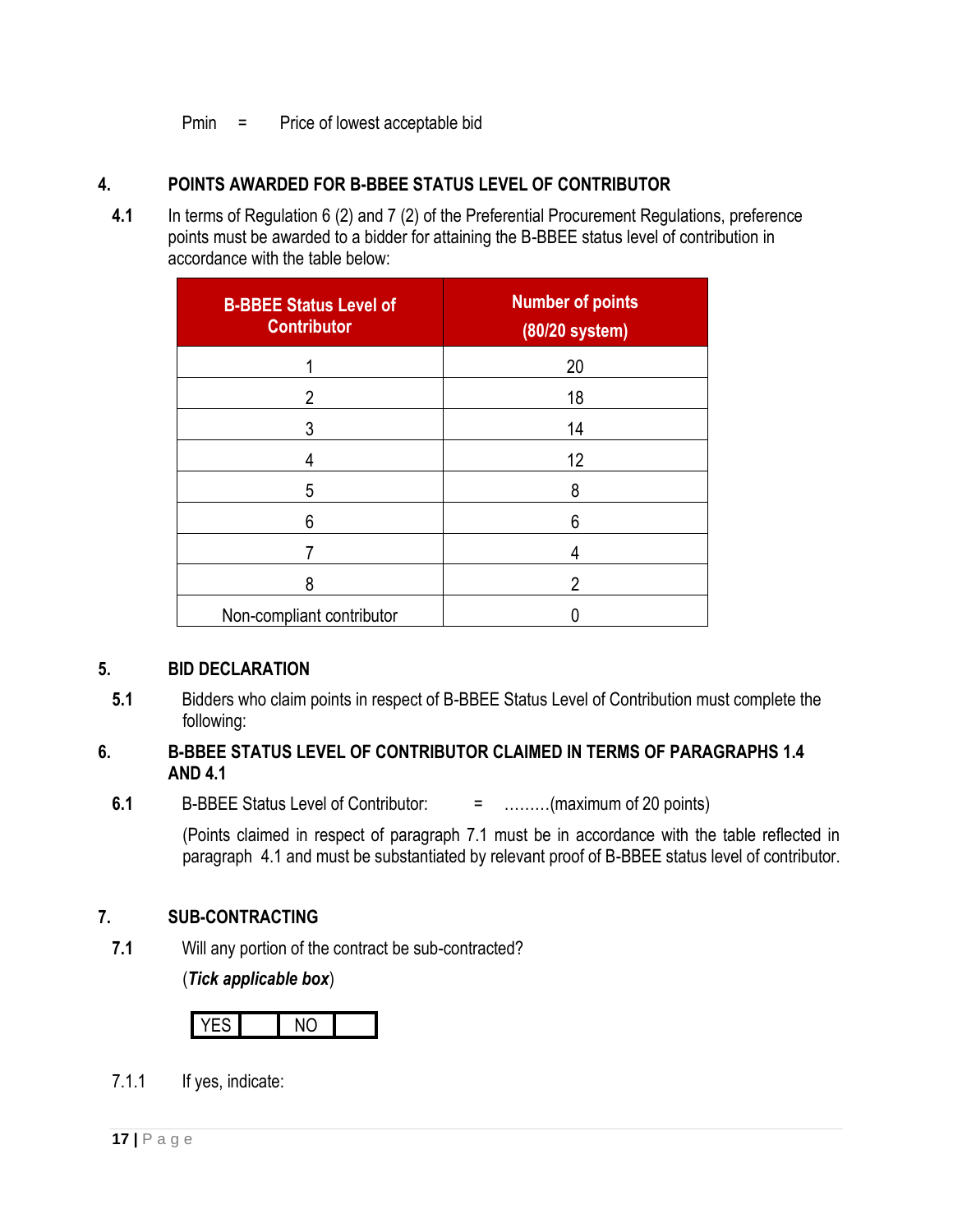Pmin = Price of lowest acceptable bid

## 4. POINTS AWARDED FOR B-BBEE STATUS LEVEL OF CONTRIBUTOR

**4.1** In terms of Regulation 6 (2) and 7 (2) of the Preferential Procurement Regulations, preference points must be awarded to a bidder for attaining the B-BBEE status level of contribution in accordance with the table below:

| B-BBEE Status Level of Contributor | Number of points (80/20 system) |
|---|---|
| 1 | 20 |
| 2 | 18 |
| 3 | 14 |
| 4 | 12 |
| 5 | 8 |
| 6 | 6 |
| 7 | 4 |
| 8 | 2 |
| Non-compliant contributor | 0 |

## 5. BID DECLARATION

**5.1** Bidders who claim points in respect of B-BBEE Status Level of Contribution must complete the following:

## 6. B-BBEE STATUS LEVEL OF CONTRIBUTOR CLAIMED IN TERMS OF PARAGRAPHS 1.4 AND 4.1

**6.1** B-BBEE Status Level of Contributor: = ………(maximum of 20 points)

(Points claimed in respect of paragraph 7.1 must be in accordance with the table reflected in paragraph 4.1 and must be substantiated by relevant proof of B-BBEE status level of contributor.

## 7. SUB-CONTRACTING

**7.1** Will any portion of the contract be sub-contracted?

(***Tick applicable box***)

| YES | | NO | |
|---|---|---|---|

7.1.1 If yes, indicate: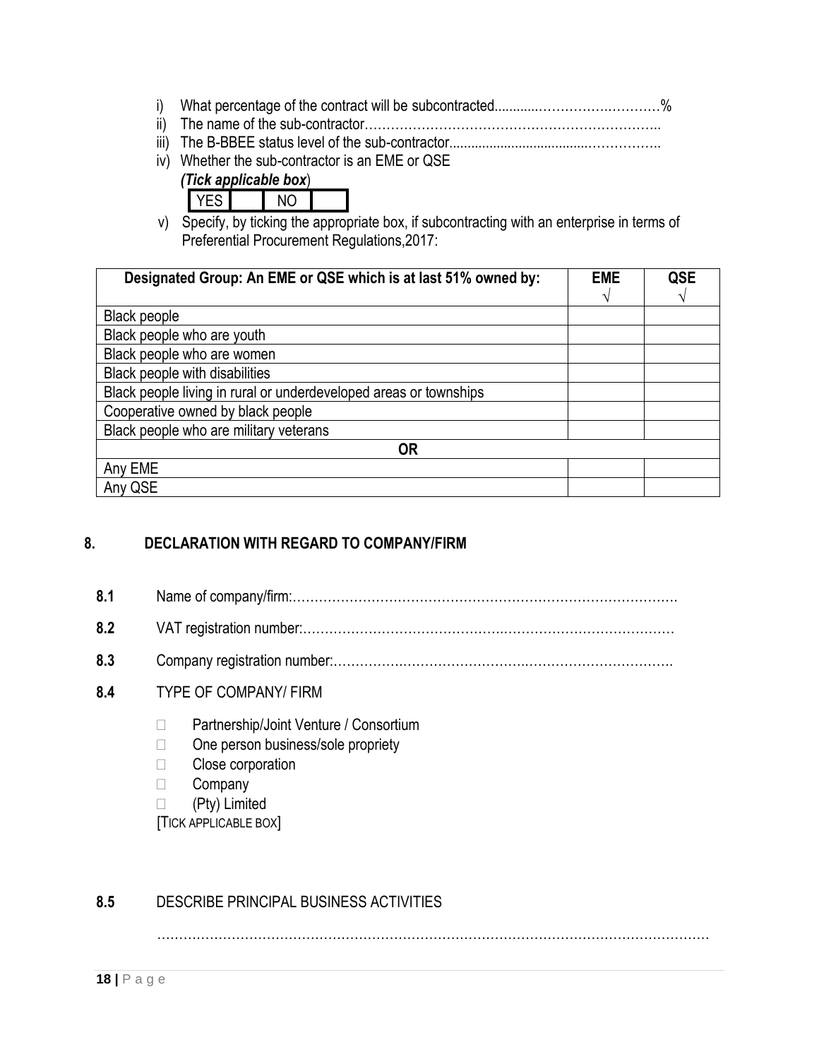i) What percentage of the contract will be subcontracted............……………….…………%
ii) The name of the sub-contractor…………………………………………………………..
iii) The B-BBEE status level of the sub-contractor......................................……………..
iv) Whether the sub-contractor is an EME or QSE

*(Tick applicable box*)

| YES | | NO | |
|---|---|---|---|

v) Specify, by ticking the appropriate box, if subcontracting with an enterprise in terms of Preferential Procurement Regulations,2017:

| Designated Group: An EME or QSE which is at last 51% owned by: | EME √ | QSE √ |
|---|---|---|
| Black people | | |
| Black people who are youth | | |
| Black people who are women | | |
| Black people with disabilities | | |
| Black people living in rural or underdeveloped areas or townships | | |
| Cooperative owned by black people | | |
| Black people who are military veterans | | |
| **OR** | | |
| Any EME | | |
| Any QSE | | |

## 8. DECLARATION WITH REGARD TO COMPANY/FIRM

**8.1** Name of company/firm:…………………………………………………………………………….

**8.2** VAT registration number:……………………………………….…………………………………

**8.3** Company registration number:…………….……………………….…………………………….

**8.4** TYPE OF COMPANY/ FIRM

- □ Partnership/Joint Venture / Consortium
- □ One person business/sole propriety
- □ Close corporation
- □ Company
- □ (Pty) Limited

[TICK APPLICABLE BOX]

**8.5** DESCRIBE PRINCIPAL BUSINESS ACTIVITIES

………………………………………………………………………………………………………………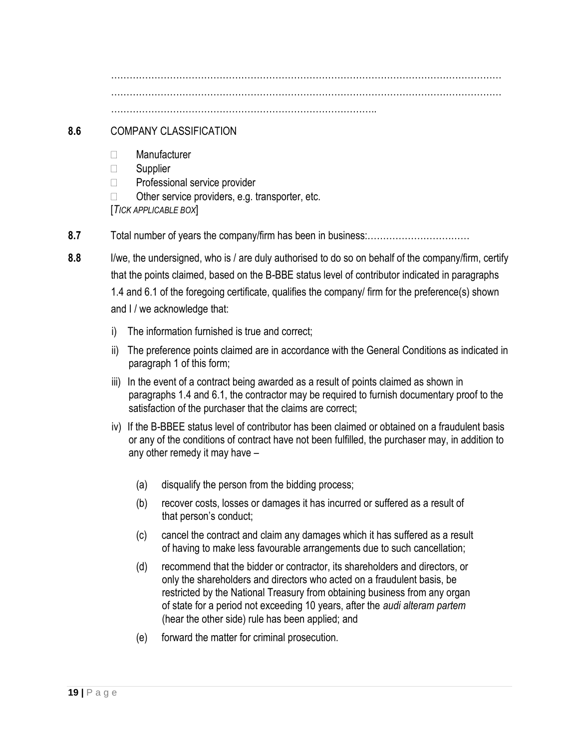…………………………………………………………………………………………………………
…………………………………………………………………………………………………………
…………………………………………………………………………..

**8.6** COMPANY CLASSIFICATION

- ☐ Manufacturer
- ☐ Supplier
- ☐ Professional service provider
- ☐ Other service providers, e.g. transporter, etc.

[*TICK APPLICABLE BOX*]

**8.7** Total number of years the company/firm has been in business:……………………………

**8.8** I/we, the undersigned, who is / are duly authorised to do so on behalf of the company/firm, certify that the points claimed, based on the B-BBE status level of contributor indicated in paragraphs 1.4 and 6.1 of the foregoing certificate, qualifies the company/ firm for the preference(s) shown and I / we acknowledge that:

i) The information furnished is true and correct;

ii) The preference points claimed are in accordance with the General Conditions as indicated in paragraph 1 of this form;

iii) In the event of a contract being awarded as a result of points claimed as shown in paragraphs 1.4 and 6.1, the contractor may be required to furnish documentary proof to the satisfaction of the purchaser that the claims are correct;

iv) If the B-BBEE status level of contributor has been claimed or obtained on a fraudulent basis or any of the conditions of contract have not been fulfilled, the purchaser may, in addition to any other remedy it may have –

(a) disqualify the person from the bidding process;

(b) recover costs, losses or damages it has incurred or suffered as a result of that person's conduct;

(c) cancel the contract and claim any damages which it has suffered as a result of having to make less favourable arrangements due to such cancellation;

(d) recommend that the bidder or contractor, its shareholders and directors, or only the shareholders and directors who acted on a fraudulent basis, be restricted by the National Treasury from obtaining business from any organ of state for a period not exceeding 10 years, after the *audi alteram partem* (hear the other side) rule has been applied; and

(e) forward the matter for criminal prosecution.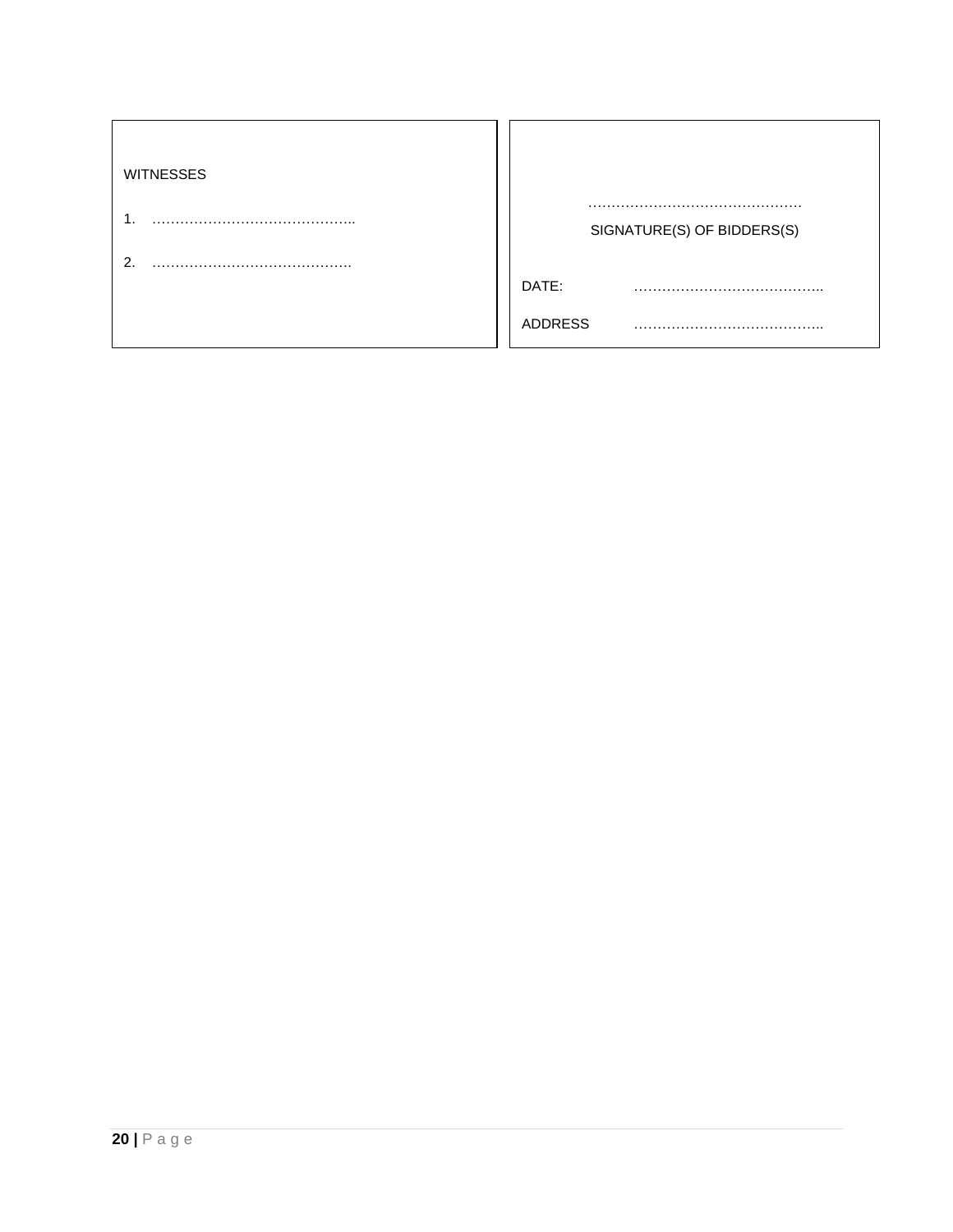| WITNESSES | |
|---|---|
| 1. …………………………………….. | ………………………………………<br>SIGNATURE(S) OF BIDDERS(S) |
| 2. ……………………………………. | DATE: ………………………………….. |
| | ADDRESS ………………………………….. |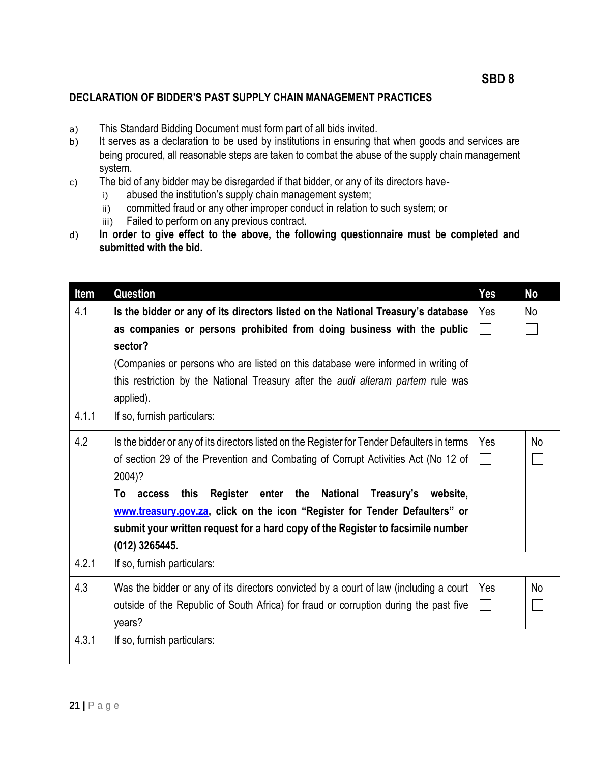**SBD 8**

**DECLARATION OF BIDDER'S PAST SUPPLY CHAIN MANAGEMENT PRACTICES**

a) This Standard Bidding Document must form part of all bids invited.

b) It serves as a declaration to be used by institutions in ensuring that when goods and services are being procured, all reasonable steps are taken to combat the abuse of the supply chain management system.

c) The bid of any bidder may be disregarded if that bidder, or any of its directors have-
   i) abused the institution's supply chain management system;
   ii) committed fraud or any other improper conduct in relation to such system; or
   iii) Failed to perform on any previous contract.

d) **In order to give effect to the above, the following questionnaire must be completed and submitted with the bid.**

| Item | Question | Yes | No |
|---|---|---|---|
| 4.1 | **Is the bidder or any of its directors listed on the National Treasury's database as companies or persons prohibited from doing business with the public sector?** (Companies or persons who are listed on this database were informed in writing of this restriction by the National Treasury after the *audi alteram partem* rule was applied). | Yes ☐ | No ☐ |
| 4.1.1 | If so, furnish particulars: | | |
| 4.2 | Is the bidder or any of its directors listed on the Register for Tender Defaulters in terms of section 29 of the Prevention and Combating of Corrupt Activities Act (No 12 of 2004)? **To access this Register enter the National Treasury's website, www.treasury.gov.za, click on the icon "Register for Tender Defaulters" or submit your written request for a hard copy of the Register to facsimile number (012) 3265445.** | Yes ☐ | No ☐ |
| 4.2.1 | If so, furnish particulars: | | |
| 4.3 | Was the bidder or any of its directors convicted by a court of law (including a court outside of the Republic of South Africa) for fraud or corruption during the past five years? | Yes ☐ | No ☐ |
| 4.3.1 | If so, furnish particulars: | | |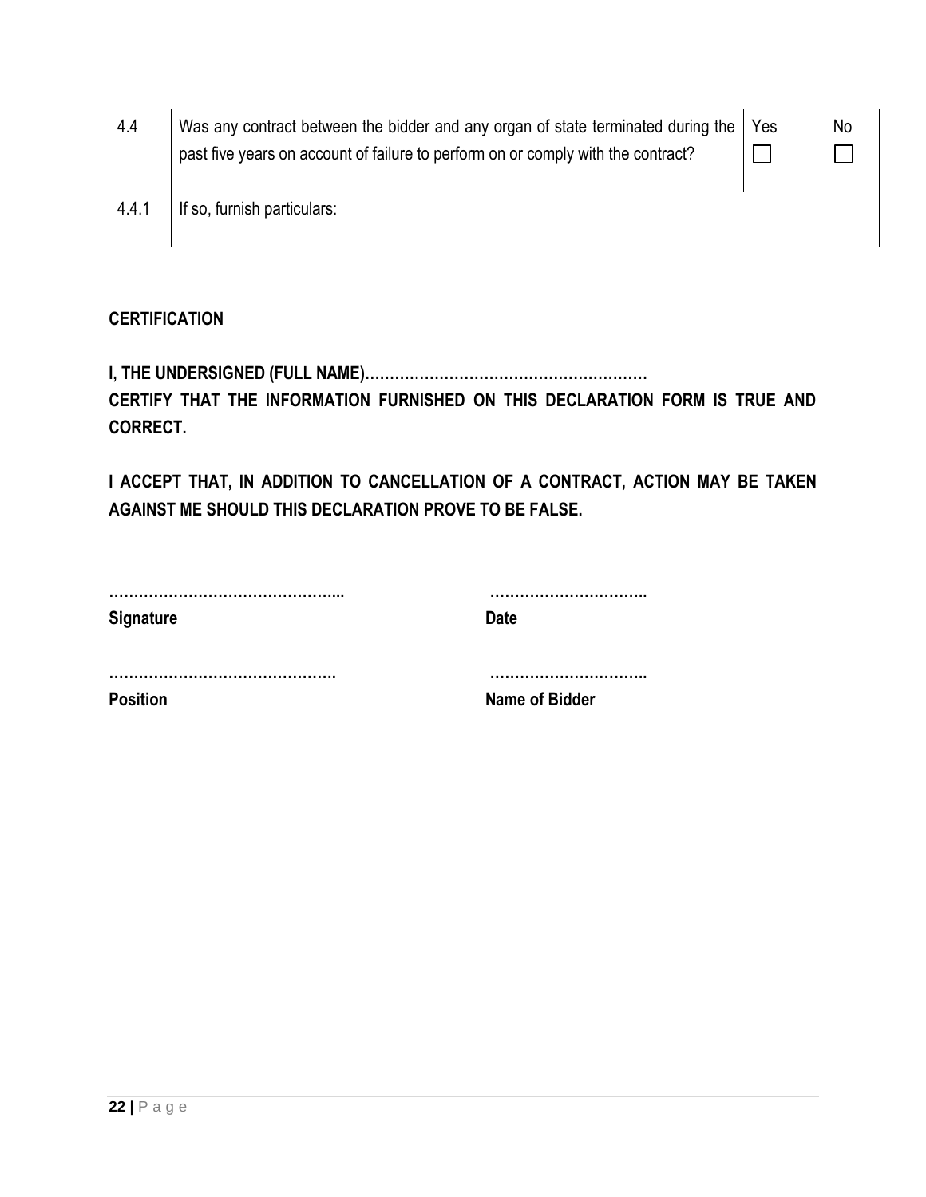| 4.4 | Was any contract between the bidder and any organ of state terminated during the past five years on account of failure to perform on or comply with the contract? | Yes ☐ | No ☐ |
|---|---|---|---|
| 4.4.1 | If so, furnish particulars: | | |

**CERTIFICATION**

**I, THE UNDERSIGNED (FULL NAME)…………………………………………………
CERTIFY THAT THE INFORMATION FURNISHED ON THIS DECLARATION FORM IS TRUE AND CORRECT.**

**I ACCEPT THAT, IN ADDITION TO CANCELLATION OF A CONTRACT, ACTION MAY BE TAKEN AGAINST ME SHOULD THIS DECLARATION PROVE TO BE FALSE.**

| ………………………………………... | ………………………….. |
|---|---|
| **Signature** | **Date** |
| ………………………………………. | ………………………….. |
| **Position** | **Name of Bidder** |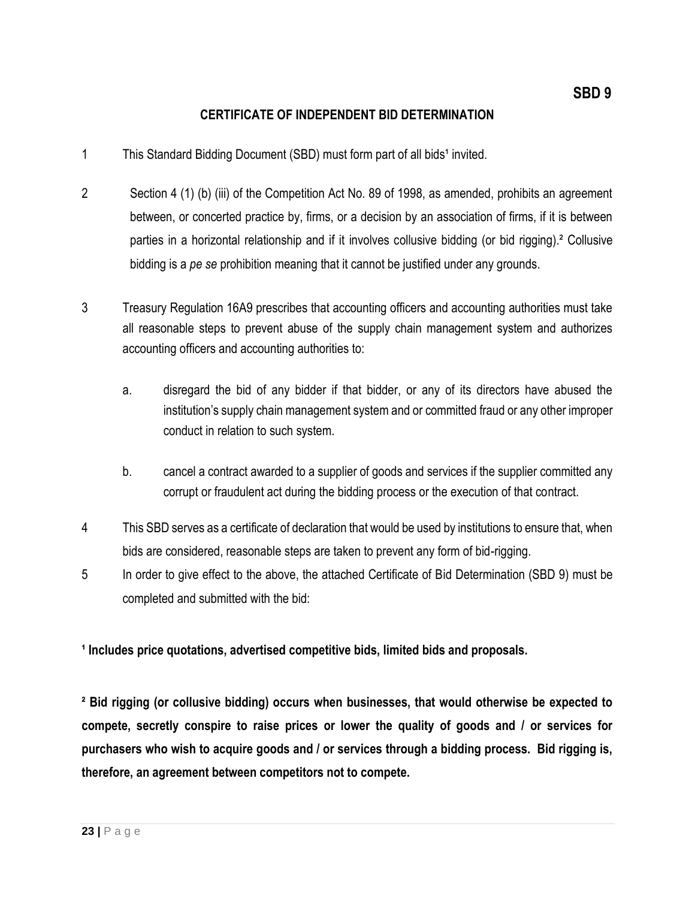**SBD 9**

## CERTIFICATE OF INDEPENDENT BID DETERMINATION

1. This Standard Bidding Document (SBD) must form part of all bids[1] invited.

2. Section 4 (1) (b) (iii) of the Competition Act No. 89 of 1998, as amended, prohibits an agreement between, or concerted practice by, firms, or a decision by an association of firms, if it is between parties in a horizontal relationship and if it involves collusive bidding (or bid rigging).[2] Collusive bidding is a *pe se* prohibition meaning that it cannot be justified under any grounds.

3. Treasury Regulation 16A9 prescribes that accounting officers and accounting authorities must take all reasonable steps to prevent abuse of the supply chain management system and authorizes accounting officers and accounting authorities to:

   a. disregard the bid of any bidder if that bidder, or any of its directors have abused the institution's supply chain management system and or committed fraud or any other improper conduct in relation to such system.

   b. cancel a contract awarded to a supplier of goods and services if the supplier committed any corrupt or fraudulent act during the bidding process or the execution of that contract.

4. This SBD serves as a certificate of declaration that would be used by institutions to ensure that, when bids are considered, reasonable steps are taken to prevent any form of bid-rigging.

5. In order to give effect to the above, the attached Certificate of Bid Determination (SBD 9) must be completed and submitted with the bid:

**[1] Includes price quotations, advertised competitive bids, limited bids and proposals.**

**[2] Bid rigging (or collusive bidding) occurs when businesses, that would otherwise be expected to compete, secretly conspire to raise prices or lower the quality of goods and / or services for purchasers who wish to acquire goods and / or services through a bidding process. Bid rigging is, therefore, an agreement between competitors not to compete.**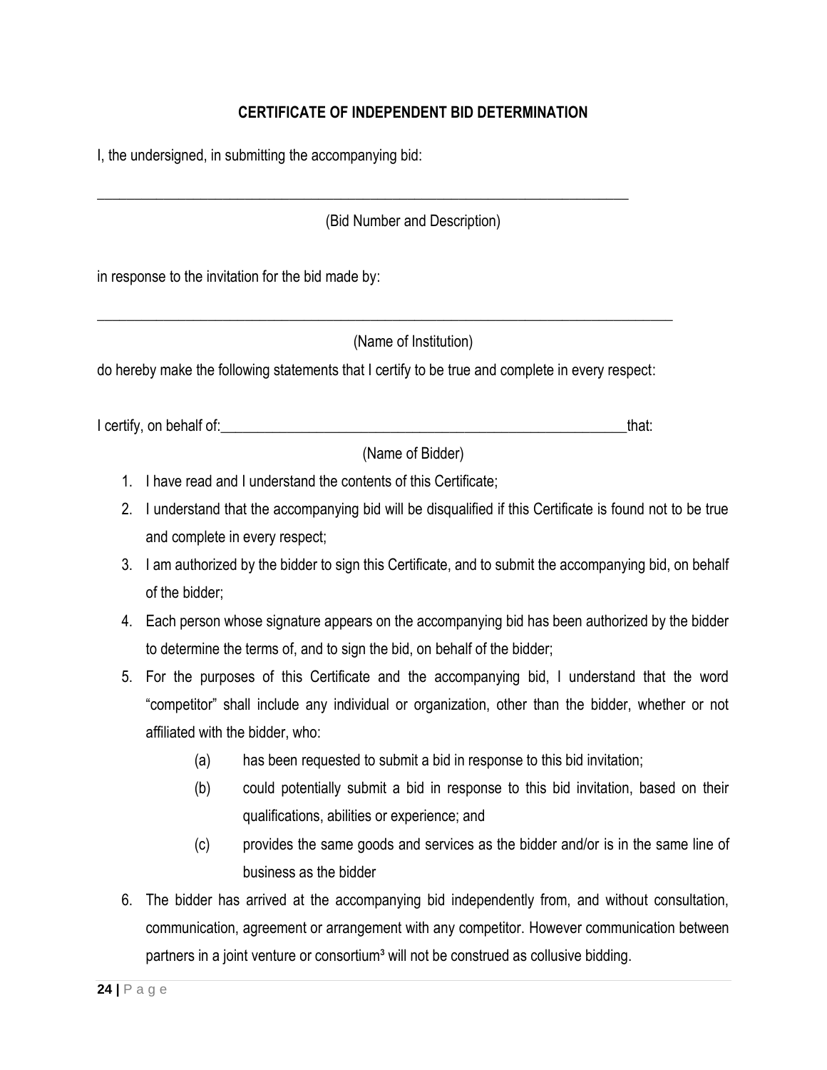## CERTIFICATE OF INDEPENDENT BID DETERMINATION

I, the undersigned, in submitting the accompanying bid:

\_\_\_\_\_\_\_\_\_\_\_\_\_\_\_\_\_\_\_\_\_\_\_\_\_\_\_\_\_\_\_\_\_\_\_\_\_\_\_\_\_\_\_\_\_\_\_\_\_\_\_\_\_\_\_\_\_\_\_\_\_\_\_\_\_\_\_\_\_\_\_\_

(Bid Number and Description)

in response to the invitation for the bid made by:

\_\_\_\_\_\_\_\_\_\_\_\_\_\_\_\_\_\_\_\_\_\_\_\_\_\_\_\_\_\_\_\_\_\_\_\_\_\_\_\_\_\_\_\_\_\_\_\_\_\_\_\_\_\_\_\_\_\_\_\_\_\_\_\_\_\_\_\_\_\_\_\_\_\_\_\_\_\_

(Name of Institution)

do hereby make the following statements that I certify to be true and complete in every respect:

I certify, on behalf of:\_\_\_\_\_\_\_\_\_\_\_\_\_\_\_\_\_\_\_\_\_\_\_\_\_\_\_\_\_\_\_\_\_\_\_\_\_\_\_\_\_\_\_\_\_\_\_\_\_\_\_\_\_\_\_\_that:

(Name of Bidder)

1. I have read and I understand the contents of this Certificate;
2. I understand that the accompanying bid will be disqualified if this Certificate is found not to be true and complete in every respect;
3. I am authorized by the bidder to sign this Certificate, and to submit the accompanying bid, on behalf of the bidder;
4. Each person whose signature appears on the accompanying bid has been authorized by the bidder to determine the terms of, and to sign the bid, on behalf of the bidder;
5. For the purposes of this Certificate and the accompanying bid, I understand that the word “competitor” shall include any individual or organization, other than the bidder, whether or not affiliated with the bidder, who:
   - (a) has been requested to submit a bid in response to this bid invitation;
   - (b) could potentially submit a bid in response to this bid invitation, based on their qualifications, abilities or experience; and
   - (c) provides the same goods and services as the bidder and/or is in the same line of business as the bidder
6. The bidder has arrived at the accompanying bid independently from, and without consultation, communication, agreement or arrangement with any competitor. However communication between partners in a joint venture or consortium[3] will not be construed as collusive bidding.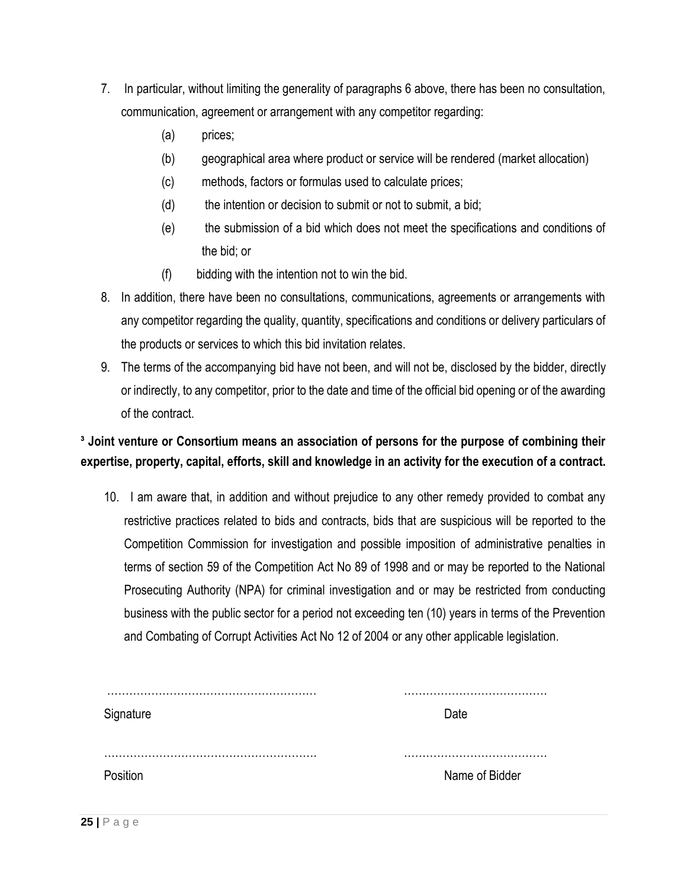7. In particular, without limiting the generality of paragraphs 6 above, there has been no consultation, communication, agreement or arrangement with any competitor regarding:

   (a) prices;

   (b) geographical area where product or service will be rendered (market allocation)

   (c) methods, factors or formulas used to calculate prices;

   (d) the intention or decision to submit or not to submit, a bid;

   (e) the submission of a bid which does not meet the specifications and conditions of the bid; or

   (f) bidding with the intention not to win the bid.

8. In addition, there have been no consultations, communications, agreements or arrangements with any competitor regarding the quality, quantity, specifications and conditions or delivery particulars of the products or services to which this bid invitation relates.

9. The terms of the accompanying bid have not been, and will not be, disclosed by the bidder, directly or indirectly, to any competitor, prior to the date and time of the official bid opening or of the awarding of the contract.

**[3] Joint venture or Consortium means an association of persons for the purpose of combining their expertise, property, capital, efforts, skill and knowledge in an activity for the execution of a contract.**

10. I am aware that, in addition and without prejudice to any other remedy provided to combat any restrictive practices related to bids and contracts, bids that are suspicious will be reported to the Competition Commission for investigation and possible imposition of administrative penalties in terms of section 59 of the Competition Act No 89 of 1998 and or may be reported to the National Prosecuting Authority (NPA) for criminal investigation and or may be restricted from conducting business with the public sector for a period not exceeding ten (10) years in terms of the Prevention and Combating of Corrupt Activities Act No 12 of 2004 or any other applicable legislation.

………………………………………………… ………………………………

Signature Date

………………………………………………… ………………………………

Position Name of Bidder